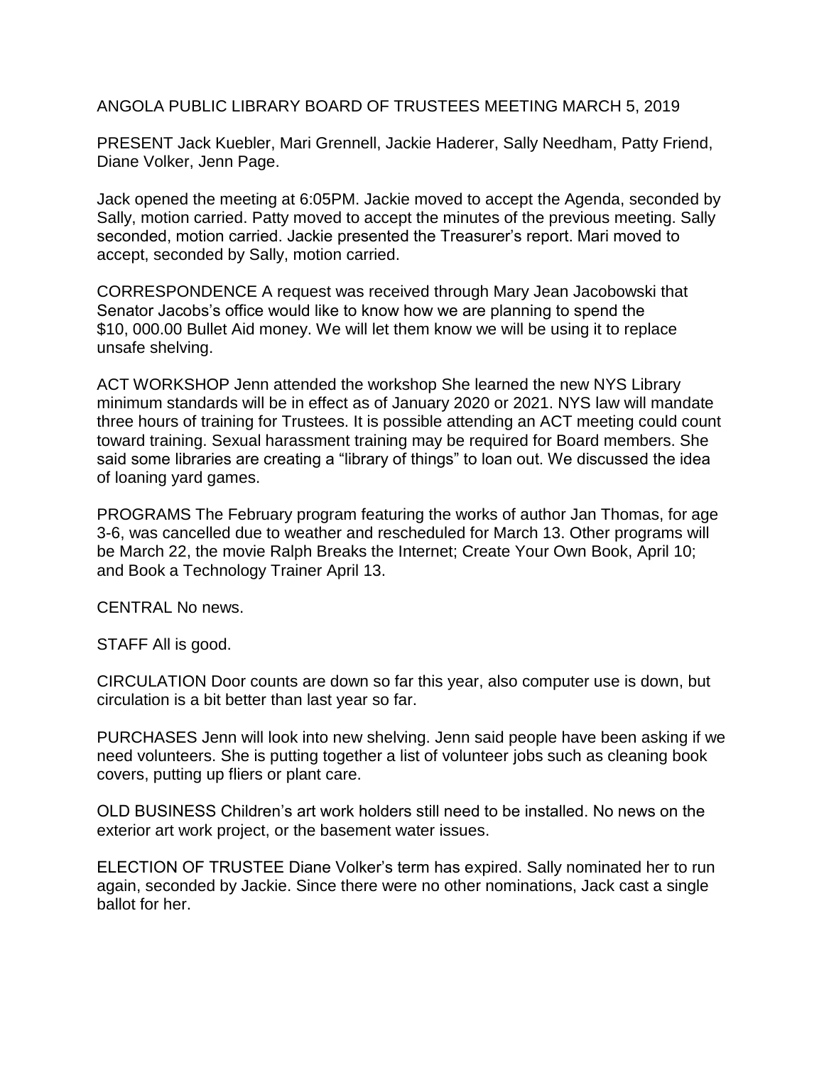ANGOLA PUBLIC LIBRARY BOARD OF TRUSTEES MEETING MARCH 5, 2019

PRESENT Jack Kuebler, Mari Grennell, Jackie Haderer, Sally Needham, Patty Friend, Diane Volker, Jenn Page.

Jack opened the meeting at 6:05PM. Jackie moved to accept the Agenda, seconded by Sally, motion carried. Patty moved to accept the minutes of the previous meeting. Sally seconded, motion carried. Jackie presented the Treasurer's report. Mari moved to accept, seconded by Sally, motion carried.

CORRESPONDENCE A request was received through Mary Jean Jacobowski that Senator Jacobs's office would like to know how we are planning to spend the $10, 000.00 Bullet Aid money. We will let them know we will be using it to replace unsafe shelving.

ACT WORKSHOP Jenn attended the workshop She learned the new NYS Library minimum standards will be in effect as of January 2020 or 2021. NYS law will mandate three hours of training for Trustees. It is possible attending an ACT meeting could count toward training. Sexual harassment training may be required for Board members. She said some libraries are creating a "library of things" to loan out. We discussed the idea of loaning yard games.

PROGRAMS The February program featuring the works of author Jan Thomas, for age 3-6, was cancelled due to weather and rescheduled for March 13. Other programs will be March 22, the movie Ralph Breaks the Internet; Create Your Own Book, April 10; and Book a Technology Trainer April 13.

CENTRAL No news.

STAFF All is good.

CIRCULATION Door counts are down so far this year, also computer use is down, but circulation is a bit better than last year so far.

PURCHASES Jenn will look into new shelving. Jenn said people have been asking if we need volunteers. She is putting together a list of volunteer jobs such as cleaning book covers, putting up fliers or plant care.

OLD BUSINESS Children's art work holders still need to be installed. No news on the exterior art work project, or the basement water issues.

ELECTION OF TRUSTEE Diane Volker's term has expired. Sally nominated her to run again, seconded by Jackie. Since there were no other nominations, Jack cast a single ballot for her.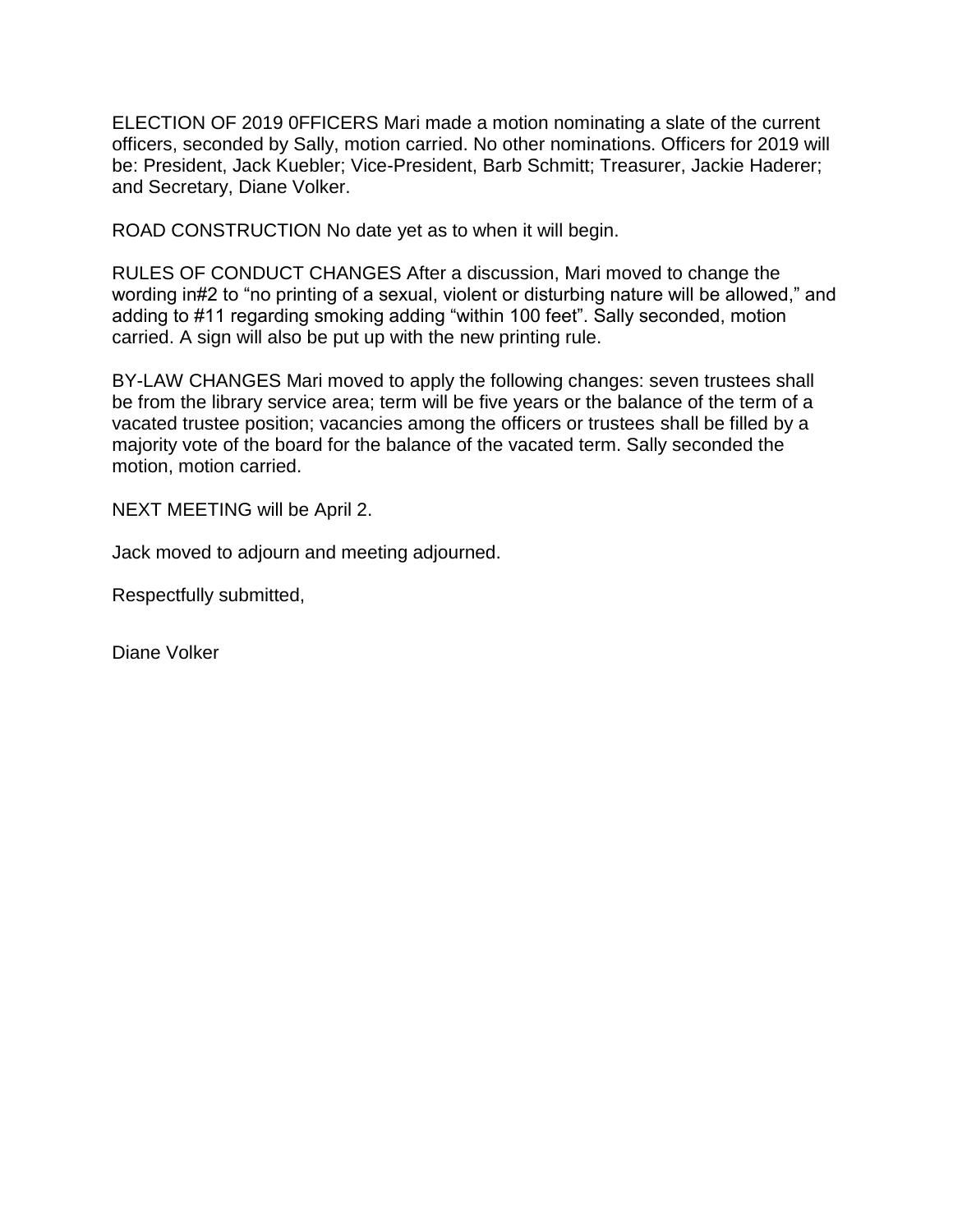ELECTION OF 2019 0FFICERS Mari made a motion nominating a slate of the current officers, seconded by Sally, motion carried. No other nominations. Officers for 2019 will be: President, Jack Kuebler; Vice-President, Barb Schmitt; Treasurer, Jackie Haderer; and Secretary, Diane Volker.

ROAD CONSTRUCTION No date yet as to when it will begin.

RULES OF CONDUCT CHANGES After a discussion, Mari moved to change the wording in#2 to "no printing of a sexual, violent or disturbing nature will be allowed," and adding to #11 regarding smoking adding "within 100 feet". Sally seconded, motion carried. A sign will also be put up with the new printing rule.

BY-LAW CHANGES Mari moved to apply the following changes: seven trustees shall be from the library service area; term will be five years or the balance of the term of a vacated trustee position; vacancies among the officers or trustees shall be filled by a majority vote of the board for the balance of the vacated term. Sally seconded the motion, motion carried.

NEXT MEETING will be April 2.

Jack moved to adjourn and meeting adjourned.

Respectfully submitted,

Diane Volker